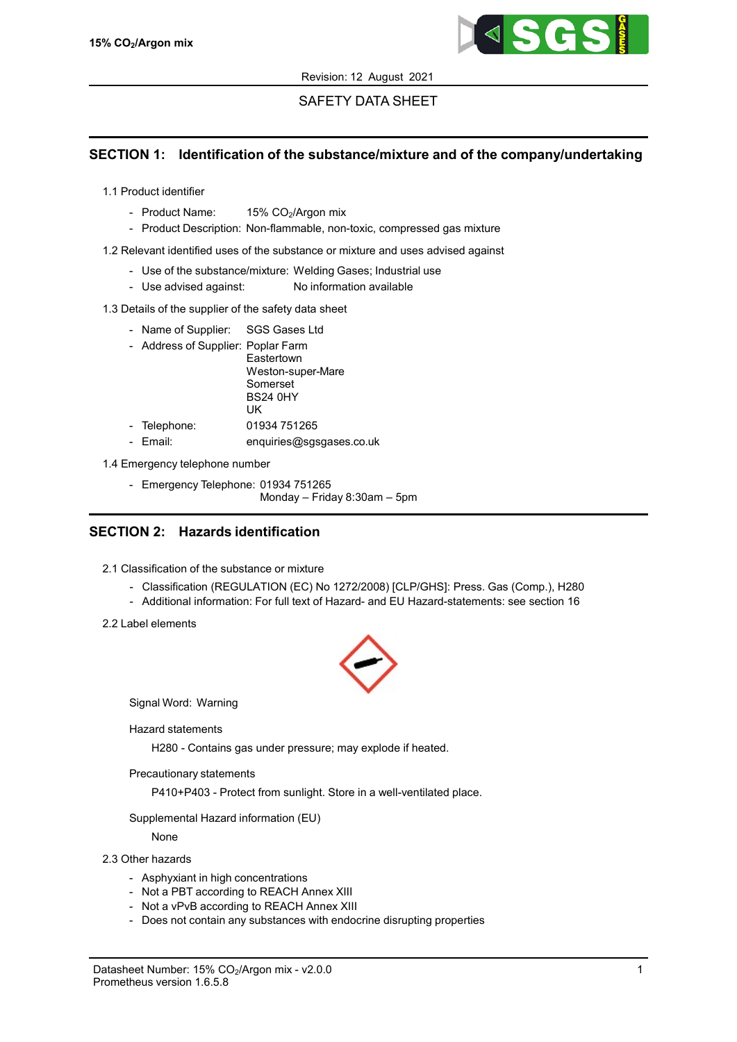15% $CO_2$/Argon mix

Revision: 12 August 2021

SAFETY DATA SHEET

## SECTION 1: Identification of the substance/mixture and of the company/undertaking

1.1 Product identifier

- Product Name: 15% $CO_2$/Argon mix
- Product Description: Non-flammable, non-toxic, compressed gas mixture

1.2 Relevant identified uses of the substance or mixture and uses advised against

- Use of the substance/mixture: Welding Gases; Industrial use
- Use advised against: No information available

1.3 Details of the supplier of the safety data sheet

- Name of Supplier: SGS Gases Ltd
- Address of Supplier: Poplar Farm
  Eastertown
  Weston-super-Mare
  Somerset
  BS24 0HY
  UK
- Telephone: 01934 751265
- Email: enquiries@sgsgases.co.uk

1.4 Emergency telephone number

- Emergency Telephone: 01934 751265
  Monday – Friday 8:30am – 5pm

## SECTION 2: Hazards identification

2.1 Classification of the substance or mixture

- Classification (REGULATION (EC) No 1272/2008) [CLP/GHS]: Press. Gas (Comp.), H280
- Additional information: For full text of Hazard- and EU Hazard-statements: see section 16

2.2 Label elements

Signal Word: Warning

Hazard statements

H280 - Contains gas under pressure; may explode if heated.

Precautionary statements

P410+P403 - Protect from sunlight. Store in a well-ventilated place.

Supplemental Hazard information (EU)

None

2.3 Other hazards

- Asphyxiant in high concentrations
- Not a PBT according to REACH Annex XIII
- Not a vPvB according to REACH Annex XIII
- Does not contain any substances with endocrine disrupting properties

Datasheet Number: 15% $CO_2$/Argon mix - v2.0.0
Prometheus version 1.6.5.8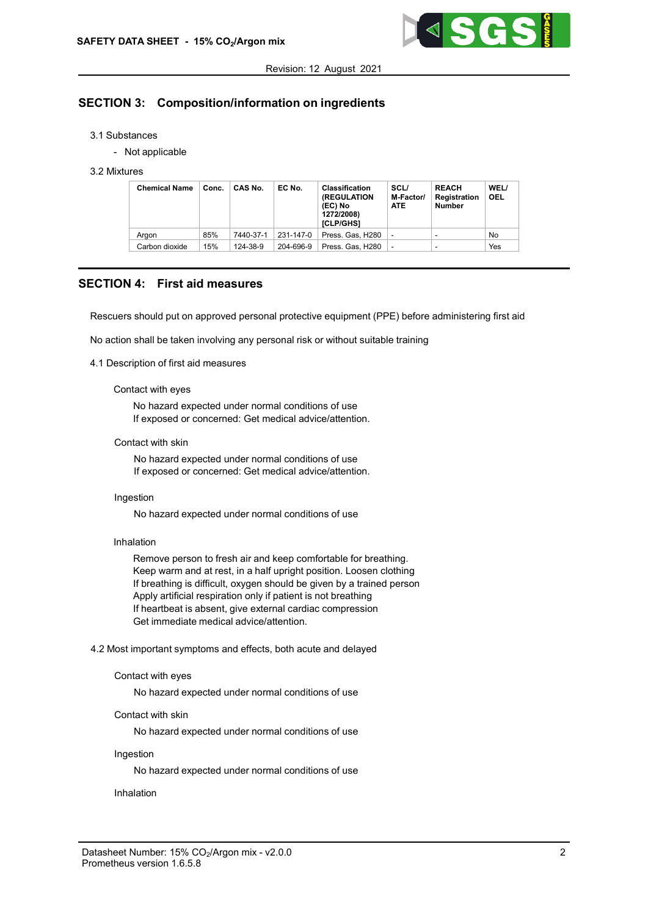## SECTION 3: Composition/information on ingredients

3.1 Substances

- Not applicable

3.2 Mixtures

| Chemical Name | Conc. | CAS No. | EC No. | Classification (REGULATION (EC) No 1272/2008) [CLP/GHS] | SCL/ M-Factor/ ATE | REACH Registration Number | WEL/ OEL |
|---|---|---|---|---|---|---|---|
| Argon | 85% | 7440-37-1 | 231-147-0 | Press. Gas, H280 | - | - | No |
| Carbon dioxide | 15% | 124-38-9 | 204-696-9 | Press. Gas, H280 | - | - | Yes |

## SECTION 4: First aid measures

Rescuers should put on approved personal protective equipment (PPE) before administering first aid

No action shall be taken involving any personal risk or without suitable training

4.1 Description of first aid measures

Contact with eyes

No hazard expected under normal conditions of use
If exposed or concerned: Get medical advice/attention.

Contact with skin

No hazard expected under normal conditions of use
If exposed or concerned: Get medical advice/attention.

Ingestion

No hazard expected under normal conditions of use

Inhalation

Remove person to fresh air and keep comfortable for breathing.
Keep warm and at rest, in a half upright position. Loosen clothing
If breathing is difficult, oxygen should be given by a trained person
Apply artificial respiration only if patient is not breathing
If heartbeat is absent, give external cardiac compression
Get immediate medical advice/attention.

4.2 Most important symptoms and effects, both acute and delayed

Contact with eyes

No hazard expected under normal conditions of use

Contact with skin

No hazard expected under normal conditions of use

Ingestion

No hazard expected under normal conditions of use

Inhalation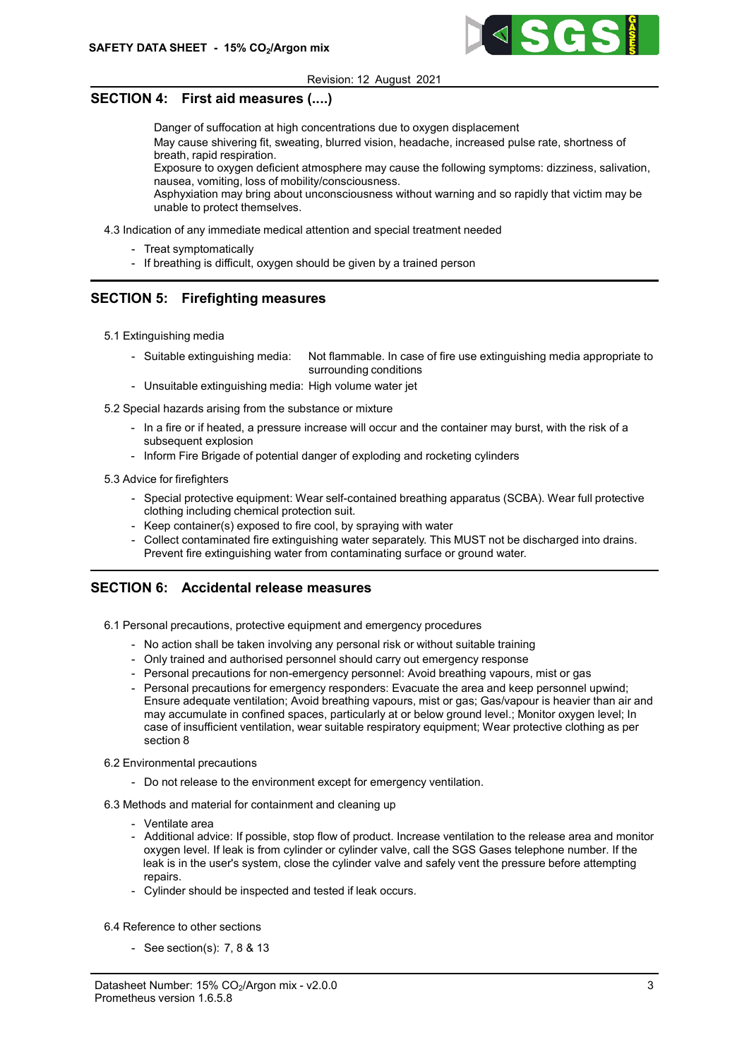## SECTION 4: First aid measures (....)

Danger of suffocation at high concentrations due to oxygen displacement
May cause shivering fit, sweating, blurred vision, headache, increased pulse rate, shortness of breath, rapid respiration.
Exposure to oxygen deficient atmosphere may cause the following symptoms: dizziness, salivation, nausea, vomiting, loss of mobility/consciousness.
Asphyxiation may bring about unconsciousness without warning and so rapidly that victim may be unable to protect themselves.

4.3 Indication of any immediate medical attention and special treatment needed

- Treat symptomatically
- If breathing is difficult, oxygen should be given by a trained person

## SECTION 5: Firefighting measures

5.1 Extinguishing media

- Suitable extinguishing media: Not flammable. In case of fire use extinguishing media appropriate to surrounding conditions
- Unsuitable extinguishing media: High volume water jet

5.2 Special hazards arising from the substance or mixture

- In a fire or if heated, a pressure increase will occur and the container may burst, with the risk of a subsequent explosion
- Inform Fire Brigade of potential danger of exploding and rocketing cylinders

5.3 Advice for firefighters

- Special protective equipment: Wear self-contained breathing apparatus (SCBA). Wear full protective clothing including chemical protection suit.
- Keep container(s) exposed to fire cool, by spraying with water
- Collect contaminated fire extinguishing water separately. This MUST not be discharged into drains. Prevent fire extinguishing water from contaminating surface or ground water.

## SECTION 6: Accidental release measures

6.1 Personal precautions, protective equipment and emergency procedures

- No action shall be taken involving any personal risk or without suitable training
- Only trained and authorised personnel should carry out emergency response
- Personal precautions for non-emergency personnel: Avoid breathing vapours, mist or gas
- Personal precautions for emergency responders: Evacuate the area and keep personnel upwind; Ensure adequate ventilation; Avoid breathing vapours, mist or gas; Gas/vapour is heavier than air and may accumulate in confined spaces, particularly at or below ground level.; Monitor oxygen level; In case of insufficient ventilation, wear suitable respiratory equipment; Wear protective clothing as per section 8

6.2 Environmental precautions

- Do not release to the environment except for emergency ventilation.

6.3 Methods and material for containment and cleaning up

- Ventilate area
- Additional advice: If possible, stop flow of product. Increase ventilation to the release area and monitor oxygen level. If leak is from cylinder or cylinder valve, call the SGS Gases telephone number. If the leak is in the user's system, close the cylinder valve and safely vent the pressure before attempting repairs.
- Cylinder should be inspected and tested if leak occurs.

6.4 Reference to other sections

- See section(s): 7, 8 & 13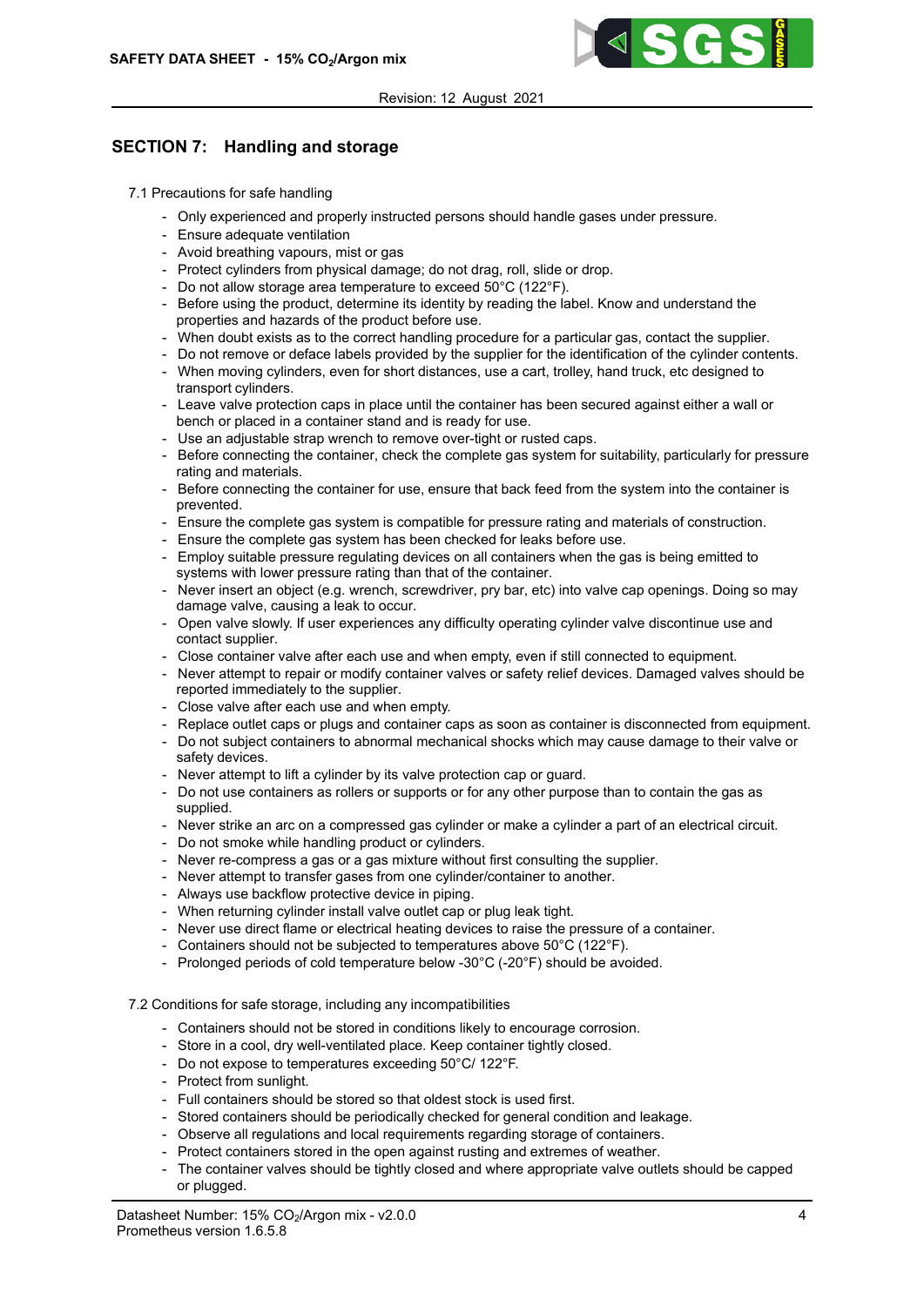## SECTION 7: Handling and storage

7.1 Precautions for safe handling

- Only experienced and properly instructed persons should handle gases under pressure.
- Ensure adequate ventilation
- Avoid breathing vapours, mist or gas
- Protect cylinders from physical damage; do not drag, roll, slide or drop.
- Do not allow storage area temperature to exceed 50°C (122°F).
- Before using the product, determine its identity by reading the label. Know and understand the properties and hazards of the product before use.
- When doubt exists as to the correct handling procedure for a particular gas, contact the supplier.
- Do not remove or deface labels provided by the supplier for the identification of the cylinder contents.
- When moving cylinders, even for short distances, use a cart, trolley, hand truck, etc designed to transport cylinders.
- Leave valve protection caps in place until the container has been secured against either a wall or bench or placed in a container stand and is ready for use.
- Use an adjustable strap wrench to remove over-tight or rusted caps.
- Before connecting the container, check the complete gas system for suitability, particularly for pressure rating and materials.
- Before connecting the container for use, ensure that back feed from the system into the container is prevented.
- Ensure the complete gas system is compatible for pressure rating and materials of construction.
- Ensure the complete gas system has been checked for leaks before use.
- Employ suitable pressure regulating devices on all containers when the gas is being emitted to systems with lower pressure rating than that of the container.
- Never insert an object (e.g. wrench, screwdriver, pry bar, etc) into valve cap openings. Doing so may damage valve, causing a leak to occur.
- Open valve slowly. If user experiences any difficulty operating cylinder valve discontinue use and contact supplier.
- Close container valve after each use and when empty, even if still connected to equipment.
- Never attempt to repair or modify container valves or safety relief devices. Damaged valves should be reported immediately to the supplier.
- Close valve after each use and when empty.
- Replace outlet caps or plugs and container caps as soon as container is disconnected from equipment.
- Do not subject containers to abnormal mechanical shocks which may cause damage to their valve or safety devices.
- Never attempt to lift a cylinder by its valve protection cap or guard.
- Do not use containers as rollers or supports or for any other purpose than to contain the gas as supplied.
- Never strike an arc on a compressed gas cylinder or make a cylinder a part of an electrical circuit.
- Do not smoke while handling product or cylinders.
- Never re-compress a gas or a gas mixture without first consulting the supplier.
- Never attempt to transfer gases from one cylinder/container to another.
- Always use backflow protective device in piping.
- When returning cylinder install valve outlet cap or plug leak tight.
- Never use direct flame or electrical heating devices to raise the pressure of a container.
- Containers should not be subjected to temperatures above 50°C (122°F).
- Prolonged periods of cold temperature below -30°C (-20°F) should be avoided.

7.2 Conditions for safe storage, including any incompatibilities

- Containers should not be stored in conditions likely to encourage corrosion.
- Store in a cool, dry well-ventilated place. Keep container tightly closed.
- Do not expose to temperatures exceeding 50°C/ 122°F.
- Protect from sunlight.
- Full containers should be stored so that oldest stock is used first.
- Stored containers should be periodically checked for general condition and leakage.
- Observe all regulations and local requirements regarding storage of containers.
- Protect containers stored in the open against rusting and extremes of weather.
- The container valves should be tightly closed and where appropriate valve outlets should be capped or plugged.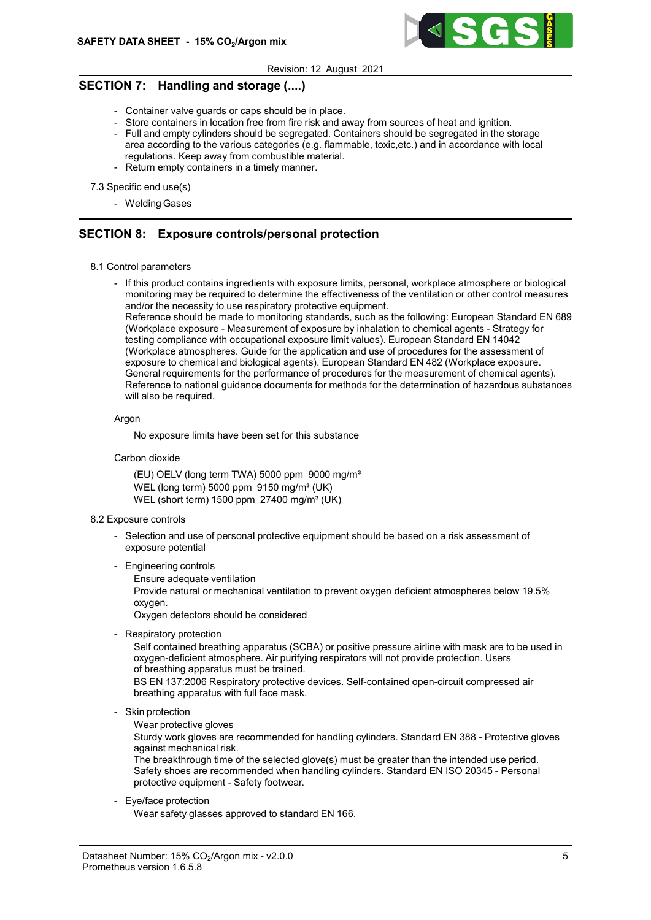## SECTION 7: Handling and storage (....)

- Container valve guards or caps should be in place.
- Store containers in location free from fire risk and away from sources of heat and ignition.
- Full and empty cylinders should be segregated. Containers should be segregated in the storage area according to the various categories (e.g. flammable, toxic,etc.) and in accordance with local regulations. Keep away from combustible material.
- Return empty containers in a timely manner.

7.3 Specific end use(s)

- Welding Gases

## SECTION 8: Exposure controls/personal protection

8.1 Control parameters

- If this product contains ingredients with exposure limits, personal, workplace atmosphere or biological monitoring may be required to determine the effectiveness of the ventilation or other control measures and/or the necessity to use respiratory protective equipment.
  Reference should be made to monitoring standards, such as the following: European Standard EN 689 (Workplace exposure - Measurement of exposure by inhalation to chemical agents - Strategy for testing compliance with occupational exposure limit values). European Standard EN 14042 (Workplace atmospheres. Guide for the application and use of procedures for the assessment of exposure to chemical and biological agents). European Standard EN 482 (Workplace exposure. General requirements for the performance of procedures for the measurement of chemical agents). Reference to national guidance documents for methods for the determination of hazardous substances will also be required.

Argon

No exposure limits have been set for this substance

Carbon dioxide

(EU) OELV (long term TWA) 5000 ppm 9000 mg/m³
WEL (long term) 5000 ppm 9150 mg/m³ (UK)
WEL (short term) 1500 ppm 27400 mg/m³ (UK)

8.2 Exposure controls

- Selection and use of personal protective equipment should be based on a risk assessment of exposure potential

- Engineering controls
  Ensure adequate ventilation
  Provide natural or mechanical ventilation to prevent oxygen deficient atmospheres below 19.5% oxygen.
  Oxygen detectors should be considered

- Respiratory protection
  Self contained breathing apparatus (SCBA) or positive pressure airline with mask are to be used in oxygen-deficient atmosphere. Air purifying respirators will not provide protection. Users of breathing apparatus must be trained.
  BS EN 137:2006 Respiratory protective devices. Self-contained open-circuit compressed air breathing apparatus with full face mask.

- Skin protection
  Wear protective gloves
  Sturdy work gloves are recommended for handling cylinders. Standard EN 388 - Protective gloves against mechanical risk.
  The breakthrough time of the selected glove(s) must be greater than the intended use period.
  Safety shoes are recommended when handling cylinders. Standard EN ISO 20345 - Personal protective equipment - Safety footwear.

- Eye/face protection
  Wear safety glasses approved to standard EN 166.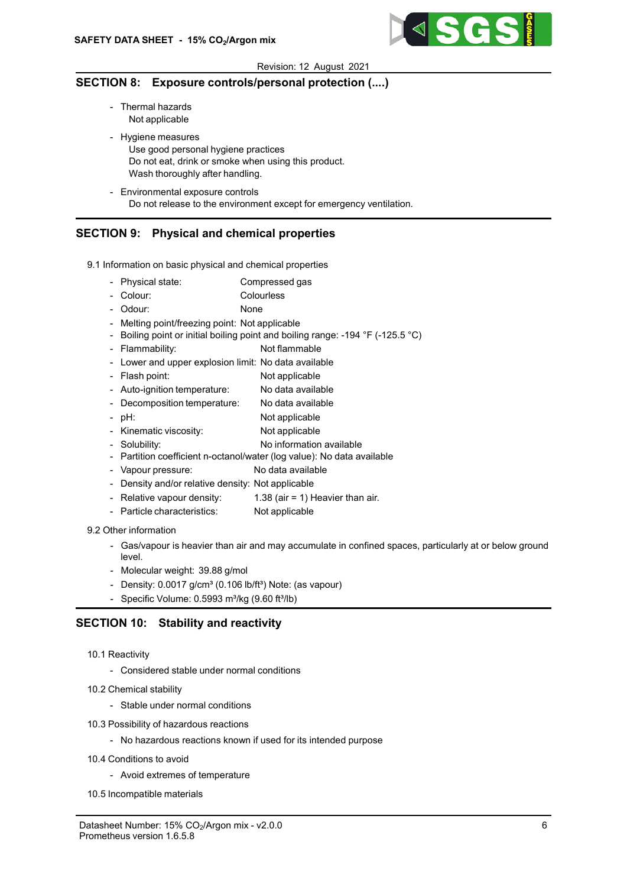## SECTION 8: Exposure controls/personal protection (....)

- Thermal hazards
  Not applicable
- Hygiene measures
  Use good personal hygiene practices
  Do not eat, drink or smoke when using this product.
  Wash thoroughly after handling.
- Environmental exposure controls
  Do not release to the environment except for emergency ventilation.

## SECTION 9: Physical and chemical properties

9.1 Information on basic physical and chemical properties

- Physical state: Compressed gas
- Colour: Colourless
- Odour: None
- Melting point/freezing point: Not applicable
- Boiling point or initial boiling point and boiling range: -194 °F (-125.5 °C)
- Flammability: Not flammable
- Lower and upper explosion limit: No data available
- Flash point: Not applicable
- Auto-ignition temperature: No data available
- Decomposition temperature: No data available
- pH: Not applicable
- Kinematic viscosity: Not applicable
- Solubility: No information available
- Partition coefficient n-octanol/water (log value): No data available
- Vapour pressure: No data available
- Density and/or relative density: Not applicable
- Relative vapour density: 1.38 (air = 1) Heavier than air.
- Particle characteristics: Not applicable

9.2 Other information

- Gas/vapour is heavier than air and may accumulate in confined spaces, particularly at or below ground level.
- Molecular weight: 39.88 g/mol
- Density: 0.0017 g/cm³ (0.106 lb/ft³) Note: (as vapour)
- Specific Volume: 0.5993 m³/kg (9.60 ft³/lb)

## SECTION 10: Stability and reactivity

10.1 Reactivity

- Considered stable under normal conditions

10.2 Chemical stability

- Stable under normal conditions

10.3 Possibility of hazardous reactions

- No hazardous reactions known if used for its intended purpose

10.4 Conditions to avoid

- Avoid extremes of temperature

10.5 Incompatible materials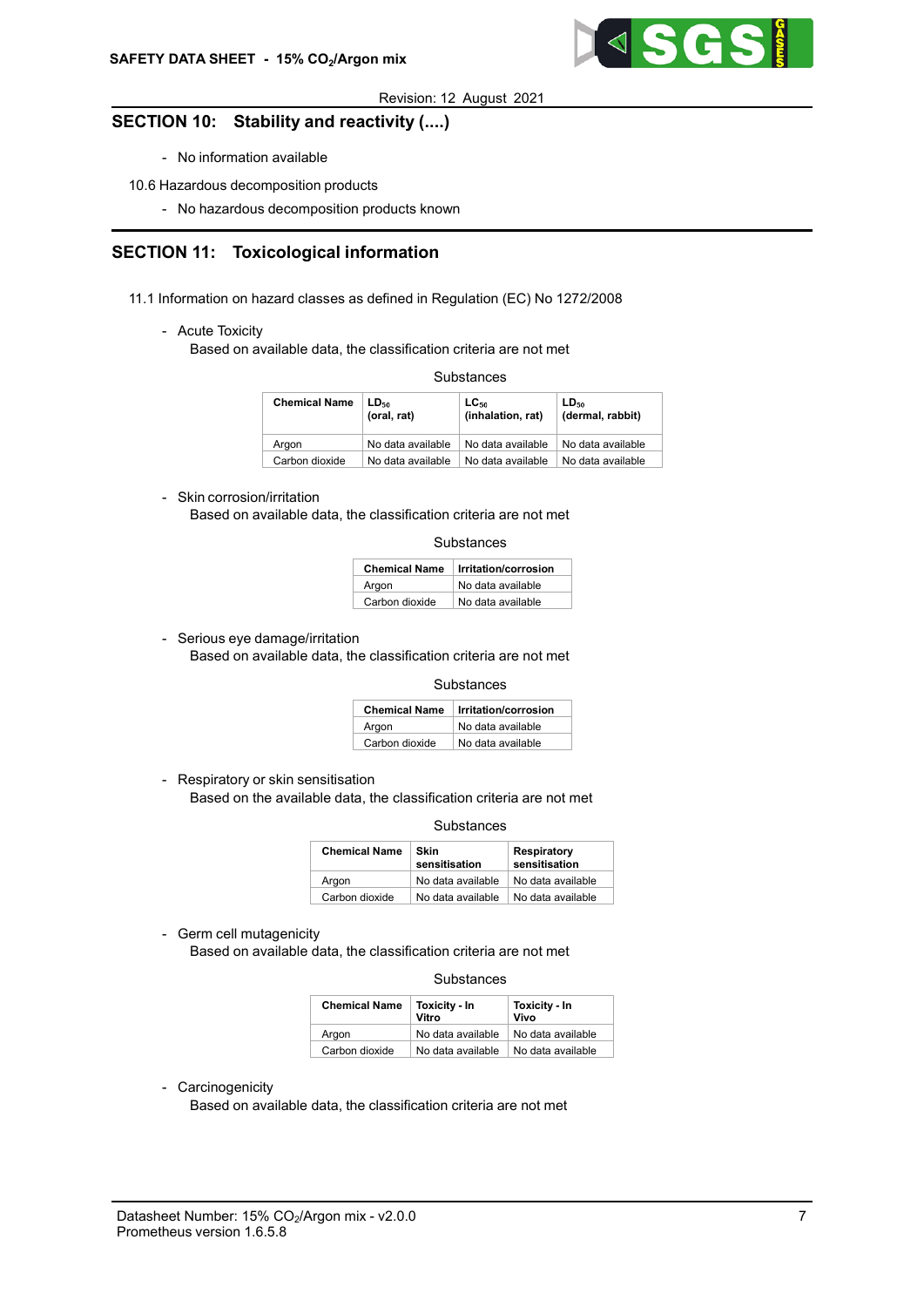## SECTION 10: Stability and reactivity (....)

- No information available

10.6 Hazardous decomposition products

- No hazardous decomposition products known

## SECTION 11: Toxicological information

11.1 Information on hazard classes as defined in Regulation (EC) No 1272/2008

- Acute Toxicity

  Based on available data, the classification criteria are not met

Substances

| Chemical Name | $LD_{50}$ (oral, rat) | $LC_{50}$ (inhalation, rat) | $LD_{50}$ (dermal, rabbit) |
|---|---|---|---|
| Argon | No data available | No data available | No data available |
| Carbon dioxide | No data available | No data available | No data available |

- Skin corrosion/irritation

  Based on available data, the classification criteria are not met

Substances

| Chemical Name | Irritation/corrosion |
|---|---|
| Argon | No data available |
| Carbon dioxide | No data available |

- Serious eye damage/irritation

  Based on available data, the classification criteria are not met

Substances

| Chemical Name | Irritation/corrosion |
|---|---|
| Argon | No data available |
| Carbon dioxide | No data available |

- Respiratory or skin sensitisation

  Based on the available data, the classification criteria are not met

Substances

| Chemical Name | Skin sensitisation | Respiratory sensitisation |
|---|---|---|
| Argon | No data available | No data available |
| Carbon dioxide | No data available | No data available |

- Germ cell mutagenicity

  Based on available data, the classification criteria are not met

Substances

| Chemical Name | Toxicity - In Vitro | Toxicity - In Vivo |
|---|---|---|
| Argon | No data available | No data available |
| Carbon dioxide | No data available | No data available |

- Carcinogenicity

  Based on available data, the classification criteria are not met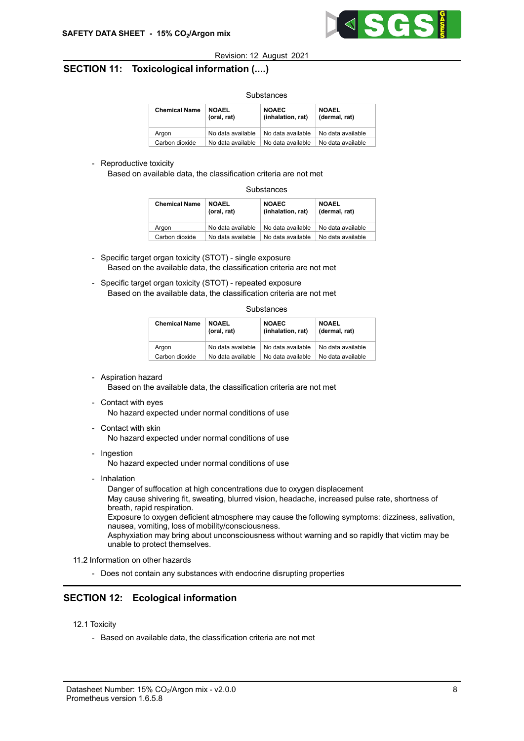## SECTION 11: Toxicological information (....)

Substances

| Chemical Name | NOAEL (oral, rat) | NOAEC (inhalation, rat) | NOAEL (dermal, rat) |
|---|---|---|---|
| Argon | No data available | No data available | No data available |
| Carbon dioxide | No data available | No data available | No data available |

- Reproductive toxicity
  Based on available data, the classification criteria are not met

Substances

| Chemical Name | NOAEL (oral, rat) | NOAEC (inhalation, rat) | NOAEL (dermal, rat) |
|---|---|---|---|
| Argon | No data available | No data available | No data available |
| Carbon dioxide | No data available | No data available | No data available |

- Specific target organ toxicity (STOT) - single exposure
  Based on the available data, the classification criteria are not met

- Specific target organ toxicity (STOT) - repeated exposure
  Based on the available data, the classification criteria are not met

Substances

| Chemical Name | NOAEL (oral, rat) | NOAEC (inhalation, rat) | NOAEL (dermal, rat) |
|---|---|---|---|
| Argon | No data available | No data available | No data available |
| Carbon dioxide | No data available | No data available | No data available |

- Aspiration hazard
  Based on the available data, the classification criteria are not met

- Contact with eyes
  No hazard expected under normal conditions of use

- Contact with skin
  No hazard expected under normal conditions of use

- Ingestion
  No hazard expected under normal conditions of use

- Inhalation
  Danger of suffocation at high concentrations due to oxygen displacement
  May cause shivering fit, sweating, blurred vision, headache, increased pulse rate, shortness of breath, rapid respiration.
  Exposure to oxygen deficient atmosphere may cause the following symptoms: dizziness, salivation, nausea, vomiting, loss of mobility/consciousness.
  Asphyxiation may bring about unconsciousness without warning and so rapidly that victim may be unable to protect themselves.

11.2 Information on other hazards

- Does not contain any substances with endocrine disrupting properties

## SECTION 12: Ecological information

12.1 Toxicity

- Based on available data, the classification criteria are not met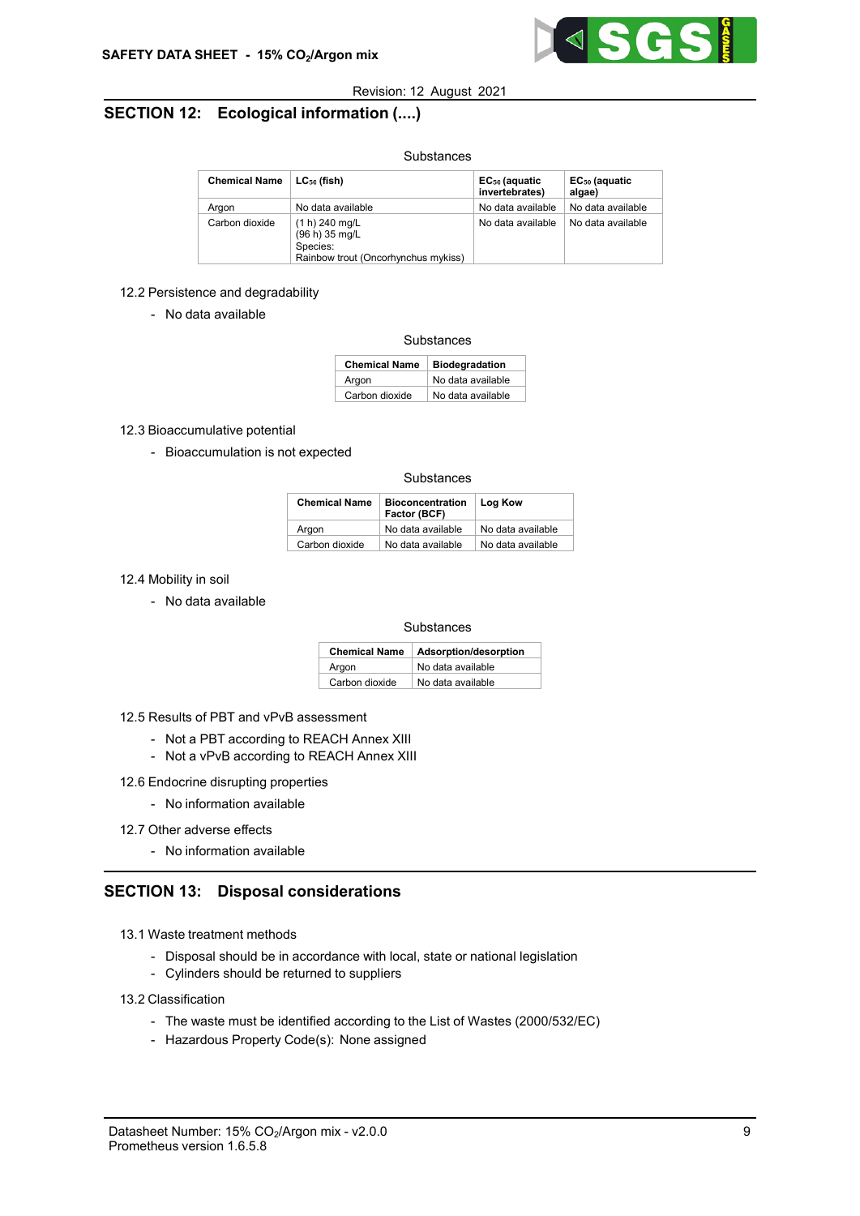Revision: 12 August 2021

## SECTION 12: Ecological information (....)

Substances

| Chemical Name | $LC_{50}$ (fish) | $EC_{50}$ (aquatic invertebrates) | $EC_{50}$ (aquatic algae) |
|---|---|---|---|
| Argon | No data available | No data available | No data available |
| Carbon dioxide | (1 h) 240 mg/L<br>(96 h) 35 mg/L<br>Species:<br>Rainbow trout (Oncorhynchus mykiss) | No data available | No data available |

12.2 Persistence and degradability

- No data available

Substances

| Chemical Name | Biodegradation |
|---|---|
| Argon | No data available |
| Carbon dioxide | No data available |

12.3 Bioaccumulative potential

- Bioaccumulation is not expected

Substances

| Chemical Name | Bioconcentration Factor (BCF) | Log Kow |
|---|---|---|
| Argon | No data available | No data available |
| Carbon dioxide | No data available | No data available |

12.4 Mobility in soil

- No data available

Substances

| Chemical Name | Adsorption/desorption |
|---|---|
| Argon | No data available |
| Carbon dioxide | No data available |

12.5 Results of PBT and vPvB assessment

- Not a PBT according to REACH Annex XIII
- Not a vPvB according to REACH Annex XIII

12.6 Endocrine disrupting properties

- No information available

12.7 Other adverse effects

- No information available

## SECTION 13: Disposal considerations

13.1 Waste treatment methods

- Disposal should be in accordance with local, state or national legislation
- Cylinders should be returned to suppliers

13.2 Classification

- The waste must be identified according to the List of Wastes (2000/532/EC)
- Hazardous Property Code(s): None assigned

Datasheet Number: 15% $CO_2$/Argon mix - v2.0.0
Prometheus version 1.6.5.8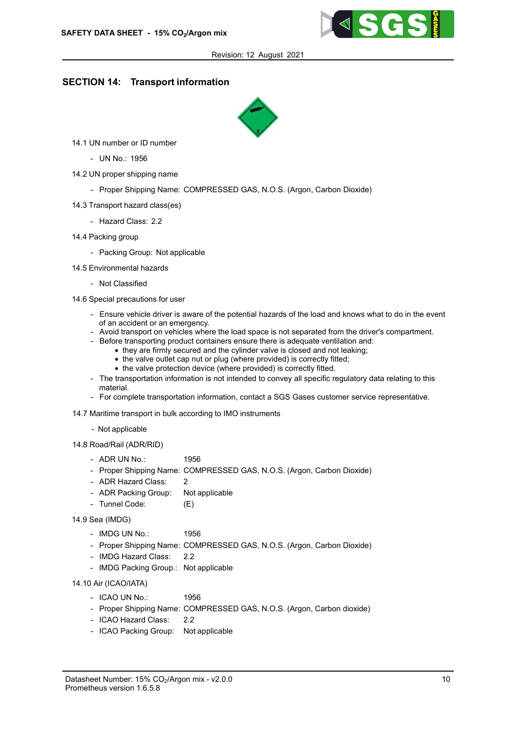## SECTION 14: Transport information

14.1 UN number or ID number

- UN No.: 1956

14.2 UN proper shipping name

- Proper Shipping Name: COMPRESSED GAS, N.O.S. (Argon, Carbon Dioxide)

14.3 Transport hazard class(es)

- Hazard Class: 2.2

14.4 Packing group

- Packing Group: Not applicable

14.5 Environmental hazards

- Not Classified

14.6 Special precautions for user

- Ensure vehicle driver is aware of the potential hazards of the load and knows what to do in the event of an accident or an emergency.
- Avoid transport on vehicles where the load space is not separated from the driver's compartment.
- Before transporting product containers ensure there is adequate ventilation and:
  - they are firmly secured and the cylinder valve is closed and not leaking;
  - the valve outlet cap nut or plug (where provided) is correctly fitted;
  - the valve protection device (where provided) is correctly fitted.
- The transportation information is not intended to convey all specific regulatory data relating to this material.
- For complete transportation information, contact a SGS Gases customer service representative.

14.7 Maritime transport in bulk according to IMO instruments

- Not applicable

14.8 Road/Rail (ADR/RID)

- ADR UN No.: 1956
- Proper Shipping Name: COMPRESSED GAS, N.O.S. (Argon, Carbon Dioxide)
- ADR Hazard Class: 2
- ADR Packing Group: Not applicable
- Tunnel Code: (E)

14.9 Sea (IMDG)

- IMDG UN No.: 1956
- Proper Shipping Name: COMPRESSED GAS, N.O.S. (Argon, Carbon Dioxide)
- IMDG Hazard Class: 2.2
- IMDG Packing Group.: Not applicable

14.10 Air (ICAO/IATA)

- ICAO UN No.: 1956
- Proper Shipping Name: COMPRESSED GAS, N.O.S. (Argon, Carbon dioxide)
- ICAO Hazard Class: 2.2
- ICAO Packing Group: Not applicable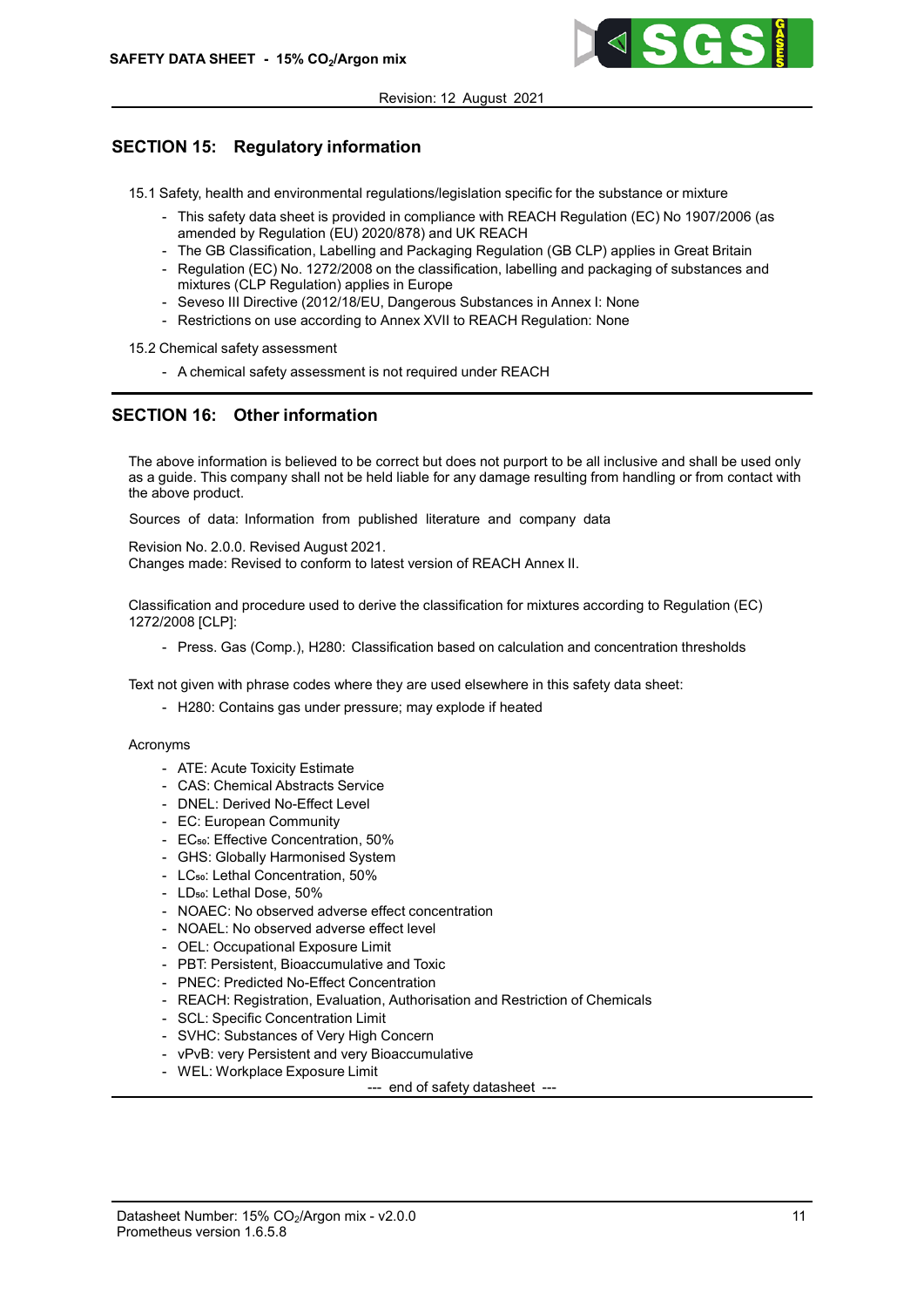## SECTION 15: Regulatory information

15.1 Safety, health and environmental regulations/legislation specific for the substance or mixture

- This safety data sheet is provided in compliance with REACH Regulation (EC) No 1907/2006 (as amended by Regulation (EU) 2020/878) and UK REACH
- The GB Classification, Labelling and Packaging Regulation (GB CLP) applies in Great Britain
- Regulation (EC) No. 1272/2008 on the classification, labelling and packaging of substances and mixtures (CLP Regulation) applies in Europe
- Seveso III Directive (2012/18/EU, Dangerous Substances in Annex I: None
- Restrictions on use according to Annex XVII to REACH Regulation: None

15.2 Chemical safety assessment

- A chemical safety assessment is not required under REACH

## SECTION 16: Other information

The above information is believed to be correct but does not purport to be all inclusive and shall be used only as a guide. This company shall not be held liable for any damage resulting from handling or from contact with the above product.

Sources of data: Information from published literature and company data

Revision No. 2.0.0. Revised August 2021.
Changes made: Revised to conform to latest version of REACH Annex II.

Classification and procedure used to derive the classification for mixtures according to Regulation (EC) 1272/2008 [CLP]:

- Press. Gas (Comp.), H280: Classification based on calculation and concentration thresholds

Text not given with phrase codes where they are used elsewhere in this safety data sheet:

- H280: Contains gas under pressure; may explode if heated

Acronyms

- ATE: Acute Toxicity Estimate
- CAS: Chemical Abstracts Service
- DNEL: Derived No-Effect Level
- EC: European Community
- $EC_{50}$: Effective Concentration, 50%
- GHS: Globally Harmonised System
- $LC_{50}$: Lethal Concentration, 50%
- $LD_{50}$: Lethal Dose, 50%
- NOAEC: No observed adverse effect concentration
- NOAEL: No observed adverse effect level
- OEL: Occupational Exposure Limit
- PBT: Persistent, Bioaccumulative and Toxic
- PNEC: Predicted No-Effect Concentration
- REACH: Registration, Evaluation, Authorisation and Restriction of Chemicals
- SCL: Specific Concentration Limit
- SVHC: Substances of Very High Concern
- vPvB: very Persistent and very Bioaccumulative
- WEL: Workplace Exposure Limit

--- end of safety datasheet ---